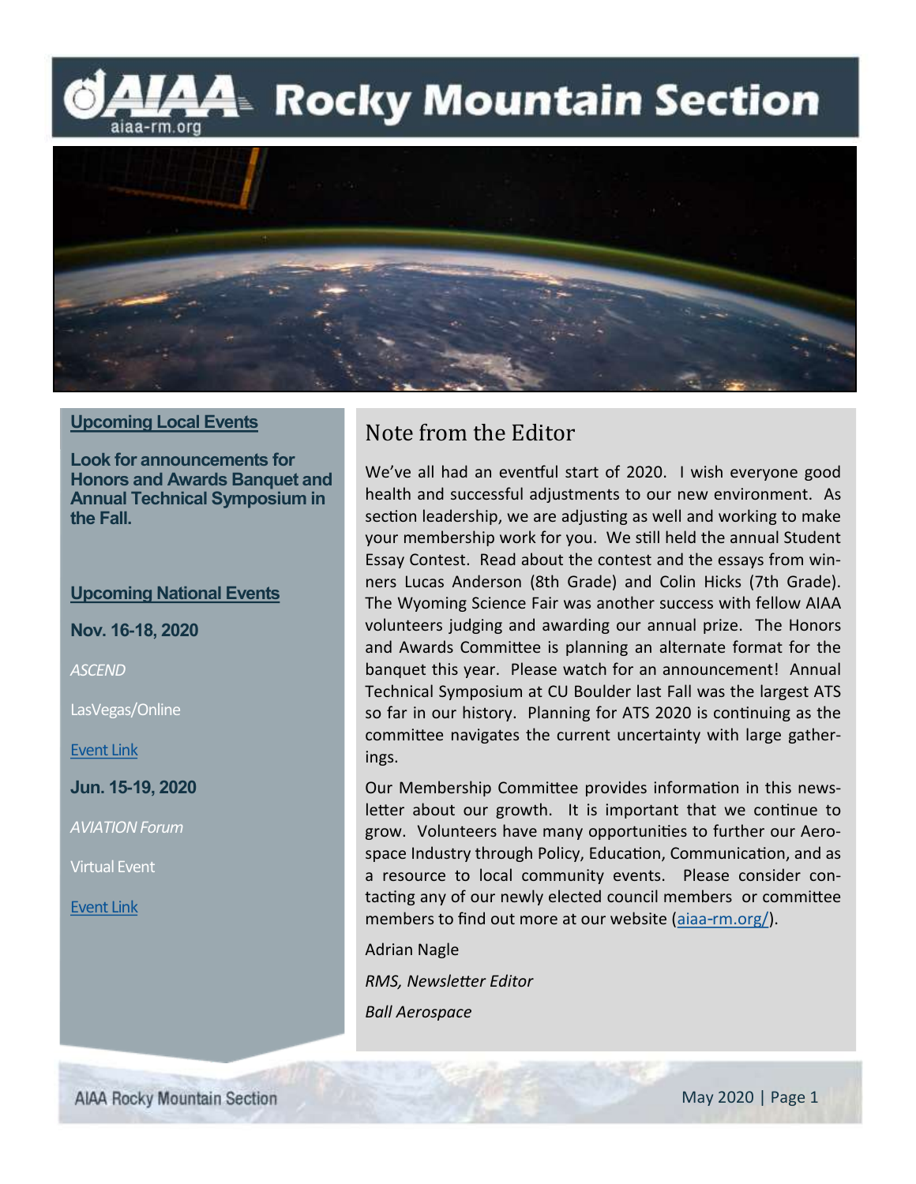# AIAA Rocky Mountain Section

aiaa-rm.org

## Upcoming Local Events

**Look for announcements for Honors and Awards Banquet and Annual Technical Symposium in the Fall.**

## Upcoming National Events

**Nov. 16-18, 2020**

*ASCEND*

LasVegas/Online

Event Link

**Jun. 15-19, 2020**

*AVIATION Forum*

Virtual Event

Event Link

## Note from the Editor

We've all had an eventful start of 2020. I wish everyone good health and successful adjustments to our new environment. As section leadership, we are adjusting as well and working to make your membership work for you. We still held the annual Student Essay Contest. Read about the contest and the essays from winners Lucas Anderson (8th Grade) and Colin Hicks (7th Grade). The Wyoming Science Fair was another success with fellow AIAA volunteers judging and awarding our annual prize. The Honors and Awards Committee is planning an alternate format for the banquet this year. Please watch for an announcement! Annual Technical Symposium at CU Boulder last Fall was the largest ATS so far in our history. Planning for ATS 2020 is continuing as the committee navigates the current uncertainty with large gatherings.

Our Membership Committee provides information in this newsletter about our growth. It is important that we continue to grow. Volunteers have many opportunities to further our Aerospace Industry through Policy, Education, Communication, and as a resource to local community events. Please consider contacting any of our newly elected council members or committee members to find out more at our website (aiaa-rm.org/).

Adrian Nagle

*RMS, Newsletter Editor*

*Ball Aerospace*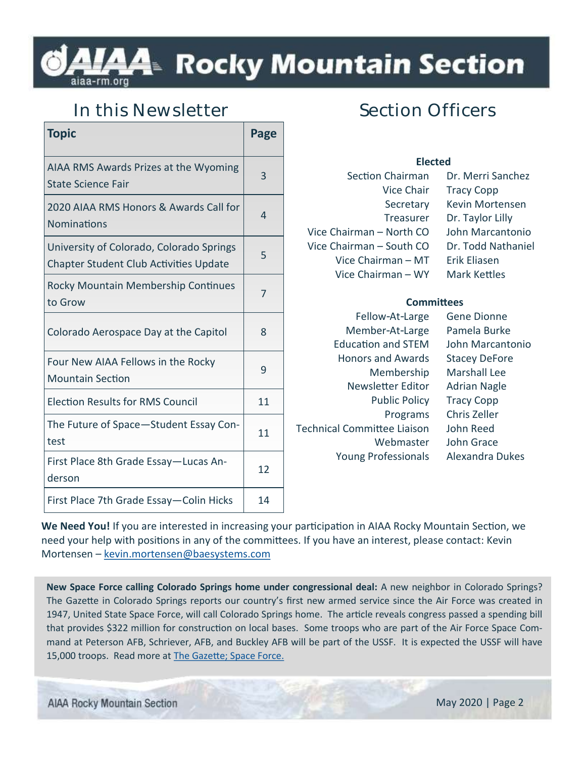# AIAA Rocky Mountain Section

aiaa-rm.org

## In this Newsletter

| Topic | Page |
| --- | --- |
| AIAA RMS Awards Prizes at the Wyoming State Science Fair | 3 |
| 2020 AIAA RMS Honors & Awards Call for Nominations | 4 |
| University of Colorado, Colorado Springs Chapter Student Club Activities Update | 5 |
| Rocky Mountain Membership Continues to Grow | 7 |
| Colorado Aerospace Day at the Capitol | 8 |
| Four New AIAA Fellows in the Rocky Mountain Section | 9 |
| Election Results for RMS Council | 11 |
| The Future of Space—Student Essay Contest | 11 |
| First Place 8th Grade Essay—Lucas Anderson | 12 |
| First Place 7th Grade Essay—Colin Hicks | 14 |

## Section Officers

**Elected**

| | |
| --- | --- |
| Section Chairman | Dr. Merri Sanchez |
| Vice Chair | Tracy Copp |
| Secretary | Kevin Mortensen |
| Treasurer | Dr. Taylor Lilly |
| Vice Chairman – North CO | John Marcantonio |
| Vice Chairman – South CO | Dr. Todd Nathaniel |
| Vice Chairman – MT | Erik Eliasen |
| Vice Chairman – WY | Mark Kettles |

**Committees**

| | |
| --- | --- |
| Fellow-At-Large | Gene Dionne |
| Member-At-Large | Pamela Burke |
| Education and STEM | John Marcantonio |
| Honors and Awards | Stacey DeFore |
| Membership | Marshall Lee |
| Newsletter Editor | Adrian Nagle |
| Public Policy | Tracy Copp |
| Programs | Chris Zeller |
| Technical Committee Liaison | John Reed |
| Webmaster | John Grace |
| Young Professionals | Alexandra Dukes |

**We Need You!** If you are interested in increasing your participation in AIAA Rocky Mountain Section, we need your help with positions in any of the committees. If you have an interest, please contact: Kevin Mortensen – kevin.mortensen@baesystems.com

**New Space Force calling Colorado Springs home under congressional deal:** A new neighbor in Colorado Springs? The Gazette in Colorado Springs reports our country's first new armed service since the Air Force was created in 1947, United State Space Force, will call Colorado Springs home. The article reveals congress passed a spending bill that provides $322 million for construction on local bases. Some troops who are part of the Air Force Space Command at Peterson AFB, Schriever, AFB, and Buckley AFB will be part of the USSF. It is expected the USSF will have 15,000 troops. Read more at The Gazette; Space Force.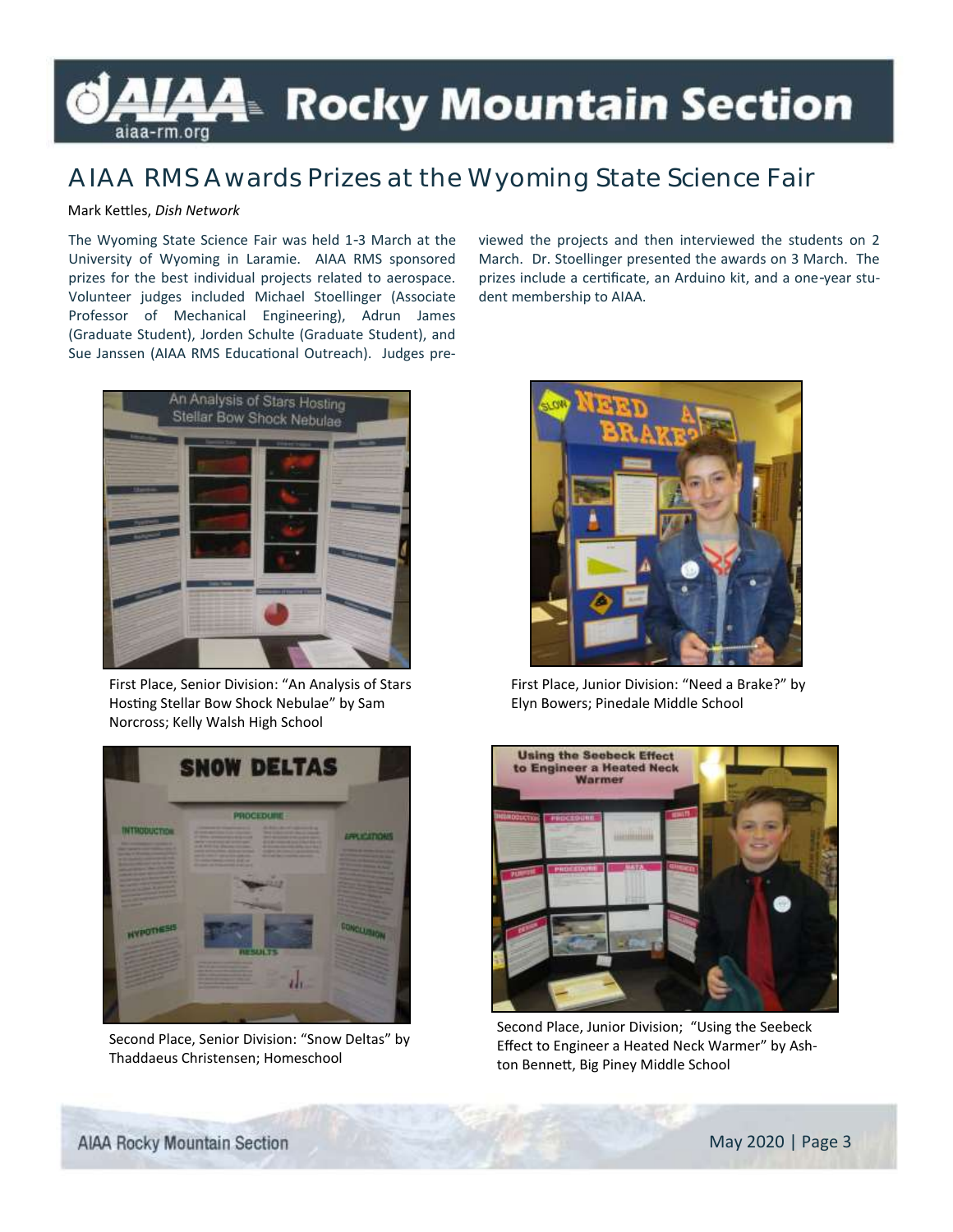# AIAA RMS Awards Prizes at the Wyoming State Science Fair

Mark Kettles, *Dish Network*

The Wyoming State Science Fair was held 1-3 March at the University of Wyoming in Laramie. AIAA RMS sponsored prizes for the best individual projects related to aerospace. Volunteer judges included Michael Stoellinger (Associate Professor of Mechanical Engineering), Adrun James (Graduate Student), Jorden Schulte (Graduate Student), and Sue Janssen (AIAA RMS Educational Outreach). Judges pre-viewed the projects and then interviewed the students on 2 March. Dr. Stoellinger presented the awards on 3 March. The prizes include a certificate, an Arduino kit, and a one-year student membership to AIAA.

First Place, Senior Division: "An Analysis of Stars Hosting Stellar Bow Shock Nebulae" by Sam Norcross; Kelly Walsh High School

First Place, Junior Division: "Need a Brake?" by Elyn Bowers; Pinedale Middle School

Second Place, Senior Division: "Snow Deltas" by Thaddaeus Christensen; Homeschool

Second Place, Junior Division; "Using the Seebeck Effect to Engineer a Heated Neck Warmer" by Ashton Bennett, Big Piney Middle School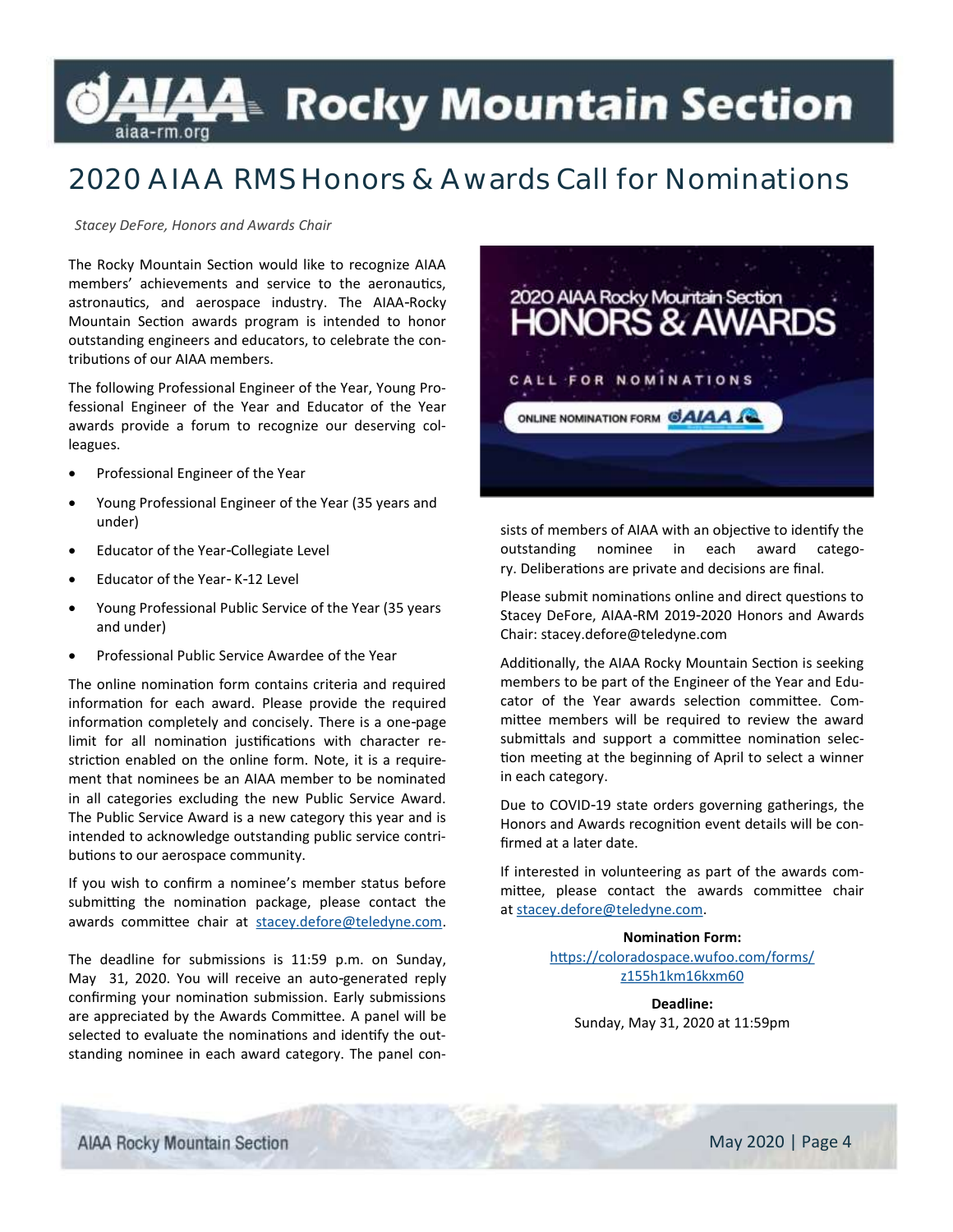# 2020 AIAA RMS Honors & Awards Call for Nominations

*Stacey DeFore, Honors and Awards Chair*

The Rocky Mountain Section would like to recognize AIAA members' achievements and service to the aeronautics, astronautics, and aerospace industry. The AIAA-Rocky Mountain Section awards program is intended to honor outstanding engineers and educators, to celebrate the contributions of our AIAA members.

The following Professional Engineer of the Year, Young Professional Engineer of the Year and Educator of the Year awards provide a forum to recognize our deserving colleagues.

- Professional Engineer of the Year
- Young Professional Engineer of the Year (35 years and under)
- Educator of the Year-Collegiate Level
- Educator of the Year- K-12 Level
- Young Professional Public Service of the Year (35 years and under)
- Professional Public Service Awardee of the Year

The online nomination form contains criteria and required information for each award. Please provide the required information completely and concisely. There is a one-page limit for all nomination justifications with character restriction enabled on the online form. Note, it is a requirement that nominees be an AIAA member to be nominated in all categories excluding the new Public Service Award. The Public Service Award is a new category this year and is intended to acknowledge outstanding public service contributions to our aerospace community.

If you wish to confirm a nominee's member status before submitting the nomination package, please contact the awards committee chair at stacey.defore@teledyne.com.

The deadline for submissions is 11:59 p.m. on Sunday, May 31, 2020. You will receive an auto-generated reply confirming your nomination submission. Early submissions are appreciated by the Awards Committee. A panel will be selected to evaluate the nominations and identify the outstanding nominee in each award category. The panel consists of members of AIAA with an objective to identify the outstanding nominee in each award category. Deliberations are private and decisions are final.

Please submit nominations online and direct questions to Stacey DeFore, AIAA-RM 2019-2020 Honors and Awards Chair: stacey.defore@teledyne.com

Additionally, the AIAA Rocky Mountain Section is seeking members to be part of the Engineer of the Year and Educator of the Year awards selection committee. Committee members will be required to review the award submittals and support a committee nomination selection meeting at the beginning of April to select a winner in each category.

Due to COVID-19 state orders governing gatherings, the Honors and Awards recognition event details will be confirmed at a later date.

If interested in volunteering as part of the awards committee, please contact the awards committee chair at stacey.defore@teledyne.com.

**Nomination Form:**
https://coloradospace.wufoo.com/forms/z155h1km16kxm60

**Deadline:**
Sunday, May 31, 2020 at 11:59pm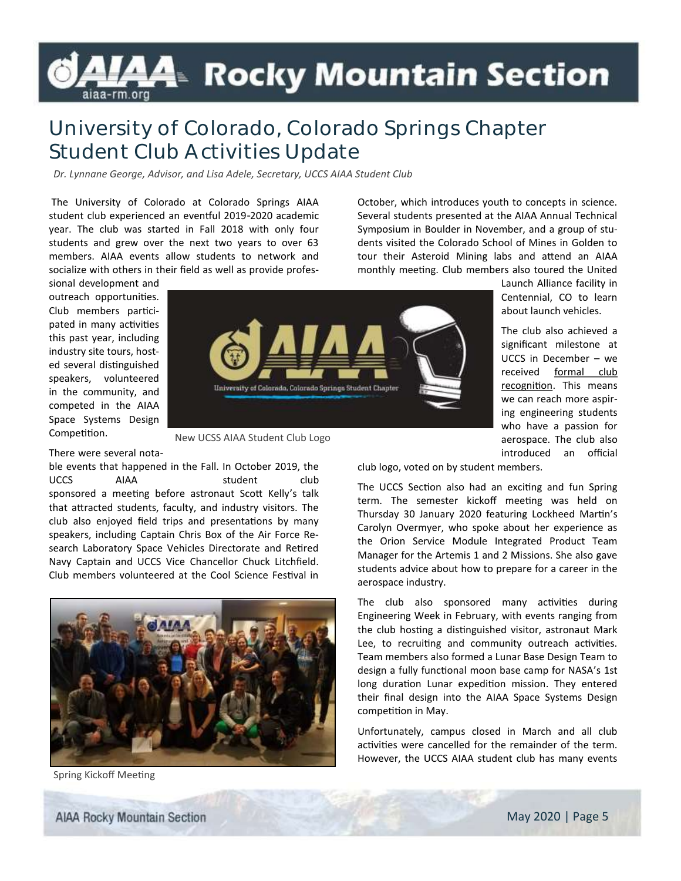# University of Colorado, Colorado Springs Chapter Student Club Activities Update

*Dr. Lynnane George, Advisor, and Lisa Adele, Secretary, UCCS AIAA Student Club*

The University of Colorado at Colorado Springs AIAA student club experienced an eventful 2019-2020 academic year. The club was started in Fall 2018 with only four students and grew over the next two years to over 63 members. AIAA events allow students to network and socialize with others in their field as well as provide professional development and outreach opportunities. Club members participated in many activities this past year, including industry site tours, hosted several distinguished speakers, volunteered in the community, and competed in the AIAA Space Systems Design Competition.

New UCSS AIAA Student Club Logo

There were several notable events that happened in the Fall. In October 2019, the UCCS AIAA student club sponsored a meeting before astronaut Scott Kelly's talk that attracted students, faculty, and industry visitors. The club also enjoyed field trips and presentations by many speakers, including Captain Chris Box of the Air Force Research Laboratory Space Vehicles Directorate and Retired Navy Captain and UCCS Vice Chancellor Chuck Litchfield. Club members volunteered at the Cool Science Festival in October, which introduces youth to concepts in science. Several students presented at the AIAA Annual Technical Symposium in Boulder in November, and a group of students visited the Colorado School of Mines in Golden to tour their Asteroid Mining labs and attend an AIAA monthly meeting. Club members also toured the United Launch Alliance facility in Centennial, CO to learn about launch vehicles.

Spring Kickoff Meeting

The club also achieved a significant milestone at UCCS in December – we received formal club recognition. This means we can reach more aspiring engineering students who have a passion for aerospace. The club also introduced an official club logo, voted on by student members.

The UCCS Section also had an exciting and fun Spring term. The semester kickoff meeting was held on Thursday 30 January 2020 featuring Lockheed Martin's Carolyn Overmyer, who spoke about her experience as the Orion Service Module Integrated Product Team Manager for the Artemis 1 and 2 Missions. She also gave students advice about how to prepare for a career in the aerospace industry.

The club also sponsored many activities during Engineering Week in February, with events ranging from the club hosting a distinguished visitor, astronaut Mark Lee, to recruiting and community outreach activities. Team members also formed a Lunar Base Design Team to design a fully functional moon base camp for NASA's 1st long duration Lunar expedition mission. They entered their final design into the AIAA Space Systems Design competition in May.

Unfortunately, campus closed in March and all club activities were cancelled for the remainder of the term. However, the UCCS AIAA student club has many events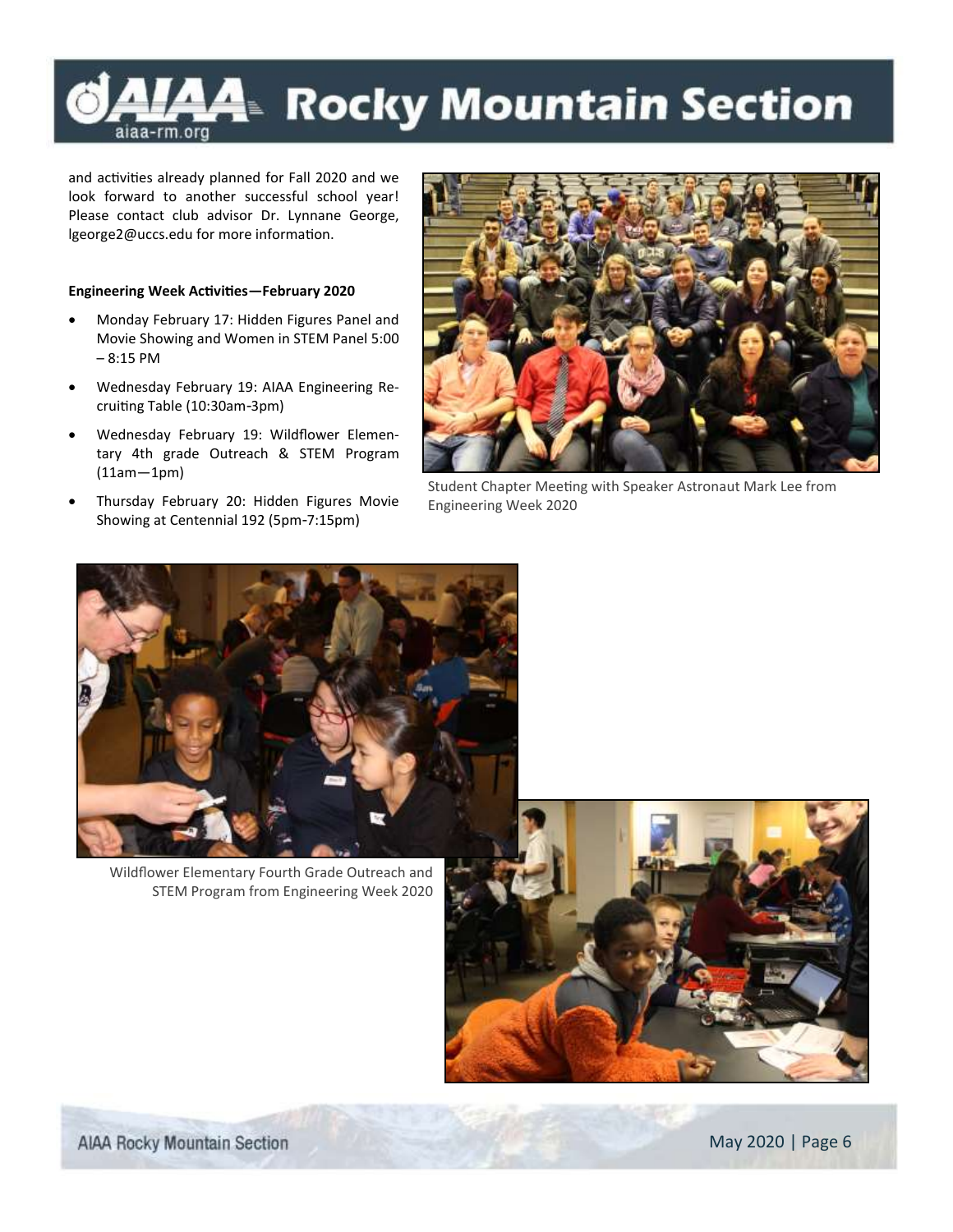and activities already planned for Fall 2020 and we look forward to another successful school year! Please contact club advisor Dr. Lynnane George, lgeorge2@uccs.edu for more information.

**Engineering Week Activities—February 2020**

- Monday February 17: Hidden Figures Panel and Movie Showing and Women in STEM Panel 5:00 – 8:15 PM
- Wednesday February 19: AIAA Engineering Recruiting Table (10:30am-3pm)
- Wednesday February 19: Wildflower Elementary 4th grade Outreach & STEM Program (11am—1pm)
- Thursday February 20: Hidden Figures Movie Showing at Centennial 192 (5pm-7:15pm)

Student Chapter Meeting with Speaker Astronaut Mark Lee from Engineering Week 2020

Wildflower Elementary Fourth Grade Outreach and STEM Program from Engineering Week 2020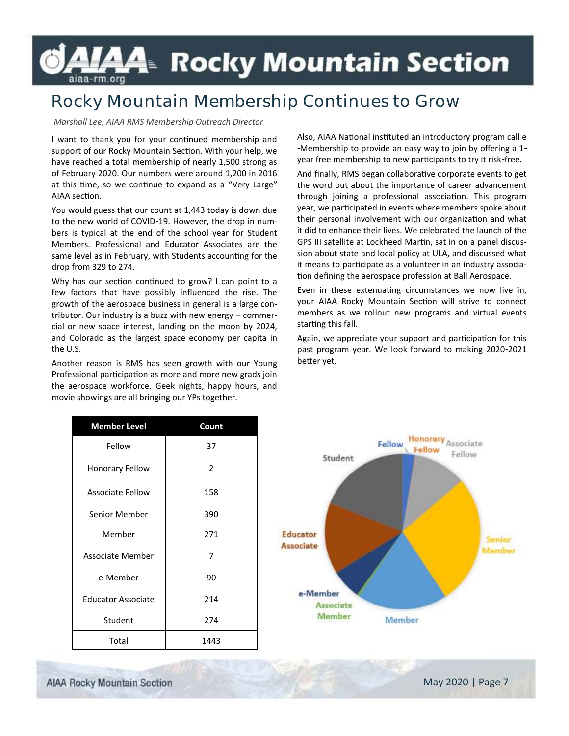# Rocky Mountain Membership Continues to Grow

*Marshall Lee, AIAA RMS Membership Outreach Director*

I want to thank you for your continued membership and support of our Rocky Mountain Section. With your help, we have reached a total membership of nearly 1,500 strong as of February 2020. Our numbers were around 1,200 in 2016 at this time, so we continue to expand as a "Very Large" AIAA section.

You would guess that our count at 1,443 today is down due to the new world of COVID-19. However, the drop in numbers is typical at the end of the school year for Student Members. Professional and Educator Associates are the same level as in February, with Students accounting for the drop from 329 to 274.

Why has our section continued to grow? I can point to a few factors that have possibly influenced the rise. The growth of the aerospace business in general is a large contributor. Our industry is a buzz with new energy – commercial or new space interest, landing on the moon by 2024, and Colorado as the largest space economy per capita in the U.S.

Another reason is RMS has seen growth with our Young Professional participation as more and more new grads join the aerospace workforce. Geek nights, happy hours, and movie showings are all bringing our YPs together.

Also, AIAA National instituted an introductory program call e-Membership to provide an easy way to join by offering a 1-year free membership to new participants to try it risk-free.

And finally, RMS began collaborative corporate events to get the word out about the importance of career advancement through joining a professional association. This program year, we participated in events where members spoke about their personal involvement with our organization and what it did to enhance their lives. We celebrated the launch of the GPS III satellite at Lockheed Martin, sat in on a panel discussion about state and local policy at ULA, and discussed what it means to participate as a volunteer in an industry association defining the aerospace profession at Ball Aerospace.

Even in these extenuating circumstances we now live in, your AIAA Rocky Mountain Section will strive to connect members as we rollout new programs and virtual events starting this fall.

Again, we appreciate your support and participation for this past program year. We look forward to making 2020-2021 better yet.

| Member Level | Count |
|---|---|
| Fellow | 37 |
| Honorary Fellow | 2 |
| Associate Fellow | 158 |
| Senior Member | 390 |
| Member | 271 |
| Associate Member | 7 |
| e-Member | 90 |
| Educator Associate | 214 |
| Student | 274 |
| Total | 1443 |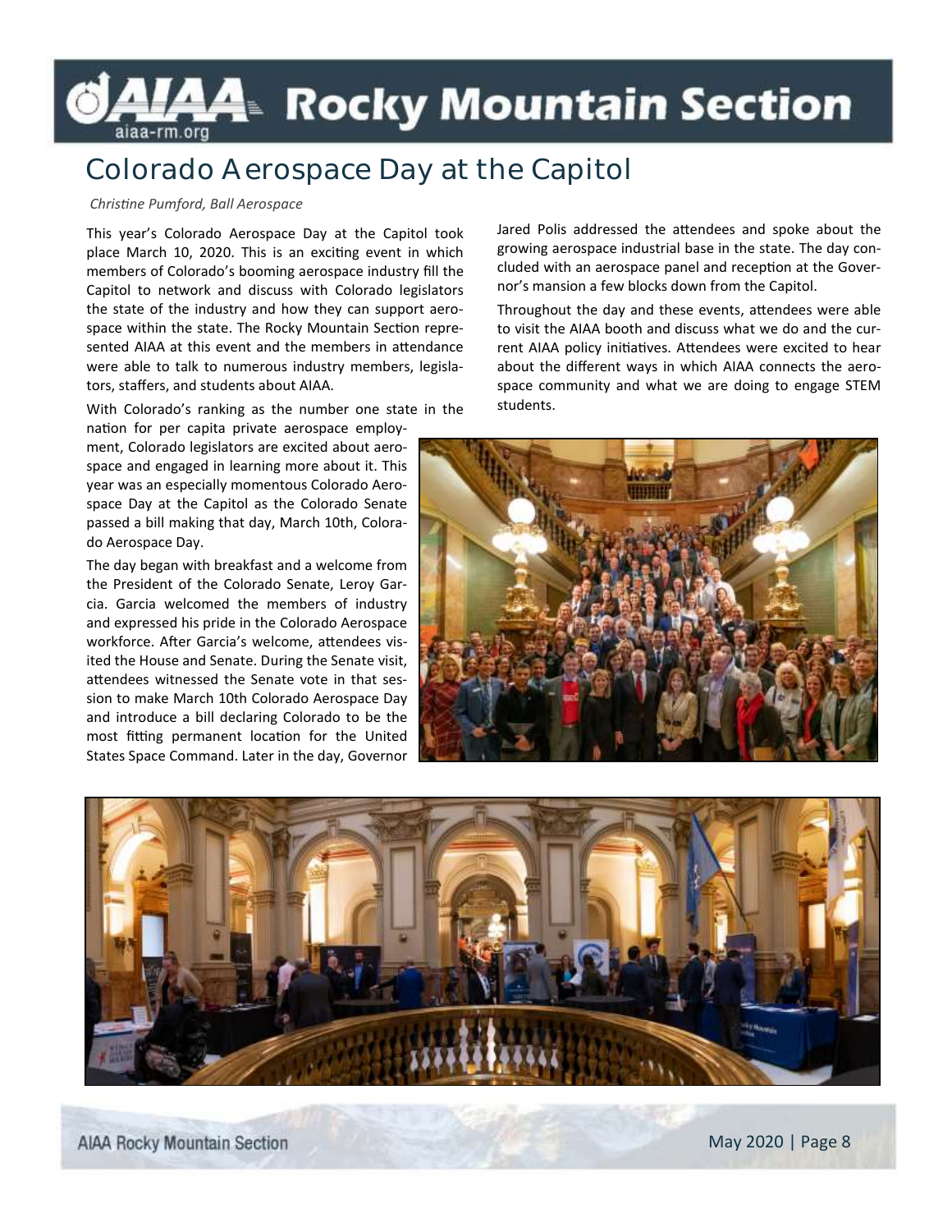# Colorado Aerospace Day at the Capitol

*Christine Pumford, Ball Aerospace*

This year's Colorado Aerospace Day at the Capitol took place March 10, 2020. This is an exciting event in which members of Colorado's booming aerospace industry fill the Capitol to network and discuss with Colorado legislators the state of the industry and how they can support aerospace within the state. The Rocky Mountain Section represented AIAA at this event and the members in attendance were able to talk to numerous industry members, legislators, staffers, and students about AIAA.

With Colorado's ranking as the number one state in the nation for per capita private aerospace employment, Colorado legislators are excited about aerospace and engaged in learning more about it. This year was an especially momentous Colorado Aerospace Day at the Capitol as the Colorado Senate passed a bill making that day, March 10th, Colorado Aerospace Day.

The day began with breakfast and a welcome from the President of the Colorado Senate, Leroy Garcia. Garcia welcomed the members of industry and expressed his pride in the Colorado Aerospace workforce. After Garcia's welcome, attendees visited the House and Senate. During the Senate visit, attendees witnessed the Senate vote in that session to make March 10th Colorado Aerospace Day and introduce a bill declaring Colorado to be the most fitting permanent location for the United States Space Command. Later in the day, Governor Jared Polis addressed the attendees and spoke about the growing aerospace industrial base in the state. The day concluded with an aerospace panel and reception at the Governor's mansion a few blocks down from the Capitol.

Throughout the day and these events, attendees were able to visit the AIAA booth and discuss what we do and the current AIAA policy initiatives. Attendees were excited to hear about the different ways in which AIAA connects the aerospace community and what we are doing to engage STEM students.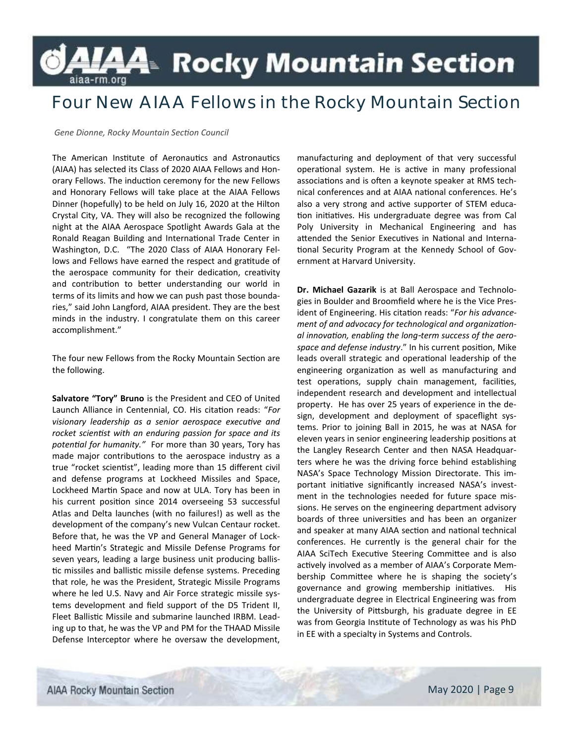# Four New AIAA Fellows in the Rocky Mountain Section

*Gene Dionne, Rocky Mountain Section Council*

The American Institute of Aeronautics and Astronautics (AIAA) has selected its Class of 2020 AIAA Fellows and Honorary Fellows. The induction ceremony for the new Fellows and Honorary Fellows will take place at the AIAA Fellows Dinner (hopefully) to be held on July 16, 2020 at the Hilton Crystal City, VA. They will also be recognized the following night at the AIAA Aerospace Spotlight Awards Gala at the Ronald Reagan Building and International Trade Center in Washington, D.C. "The 2020 Class of AIAA Honorary Fellows and Fellows have earned the respect and gratitude of the aerospace community for their dedication, creativity and contribution to better understanding our world in terms of its limits and how we can push past those boundaries," said John Langford, AIAA president. They are the best minds in the industry. I congratulate them on this career accomplishment."

The four new Fellows from the Rocky Mountain Section are the following.

**Salvatore "Tory" Bruno** is the President and CEO of United Launch Alliance in Centennial, CO. His citation reads: "*For visionary leadership as a senior aerospace executive and rocket scientist with an enduring passion for space and its potential for humanity."* For more than 30 years, Tory has made major contributions to the aerospace industry as a true "rocket scientist", leading more than 15 different civil and defense programs at Lockheed Missiles and Space, Lockheed Martin Space and now at ULA. Tory has been in his current position since 2014 overseeing 53 successful Atlas and Delta launches (with no failures!) as well as the development of the company's new Vulcan Centaur rocket. Before that, he was the VP and General Manager of Lockheed Martin's Strategic and Missile Defense Programs for seven years, leading a large business unit producing ballistic missiles and ballistic missile defense systems. Preceding that role, he was the President, Strategic Missile Programs where he led U.S. Navy and Air Force strategic missile systems development and field support of the D5 Trident II, Fleet Ballistic Missile and submarine launched IRBM. Leading up to that, he was the VP and PM for the THAAD Missile Defense Interceptor where he oversaw the development, manufacturing and deployment of that very successful operational system. He is active in many professional associations and is often a keynote speaker at RMS technical conferences and at AIAA national conferences. He's also a very strong and active supporter of STEM education initiatives. His undergraduate degree was from Cal Poly University in Mechanical Engineering and has attended the Senior Executives in National and International Security Program at the Kennedy School of Government at Harvard University.

**Dr. Michael Gazarik** is at Ball Aerospace and Technologies in Boulder and Broomfield where he is the Vice President of Engineering. His citation reads: "*For his advancement of and advocacy for technological and organizational innovation, enabling the long-term success of the aerospace and defense industry*." In his current position, Mike leads overall strategic and operational leadership of the engineering organization as well as manufacturing and test operations, supply chain management, facilities, independent research and development and intellectual property. He has over 25 years of experience in the design, development and deployment of spaceflight systems. Prior to joining Ball in 2015, he was at NASA for eleven years in senior engineering leadership positions at the Langley Research Center and then NASA Headquarters where he was the driving force behind establishing NASA's Space Technology Mission Directorate. This important initiative significantly increased NASA's investment in the technologies needed for future space missions. He serves on the engineering department advisory boards of three universities and has been an organizer and speaker at many AIAA section and national technical conferences. He currently is the general chair for the AIAA SciTech Executive Steering Committee and is also actively involved as a member of AIAA's Corporate Membership Committee where he is shaping the society's governance and growing membership initiatives. His undergraduate degree in Electrical Engineering was from the University of Pittsburgh, his graduate degree in EE was from Georgia Institute of Technology as was his PhD in EE with a specialty in Systems and Controls.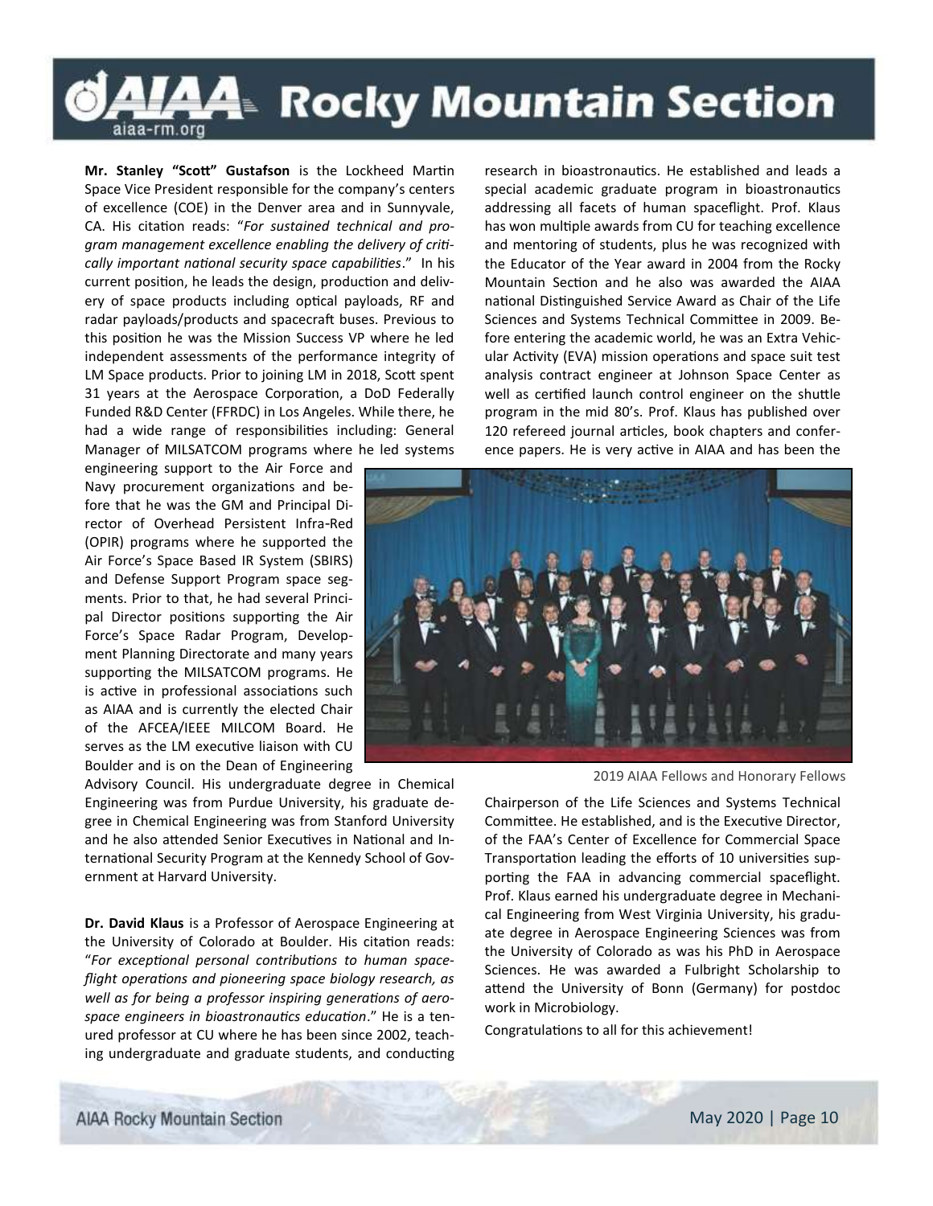**Mr. Stanley "Scott" Gustafson** is the Lockheed Martin Space Vice President responsible for the company's centers of excellence (COE) in the Denver area and in Sunnyvale, CA. His citation reads: "*For sustained technical and program management excellence enabling the delivery of critically important national security space capabilities*." In his current position, he leads the design, production and delivery of space products including optical payloads, RF and radar payloads/products and spacecraft buses. Previous to this position he was the Mission Success VP where he led independent assessments of the performance integrity of LM Space products. Prior to joining LM in 2018, Scott spent 31 years at the Aerospace Corporation, a DoD Federally Funded R&D Center (FFRDC) in Los Angeles. While there, he had a wide range of responsibilities including: General Manager of MILSATCOM programs where he led systems engineering support to the Air Force and Navy procurement organizations and before that he was the GM and Principal Director of Overhead Persistent Infra-Red (OPIR) programs where he supported the Air Force's Space Based IR System (SBIRS) and Defense Support Program space segments. Prior to that, he had several Principal Director positions supporting the Air Force's Space Radar Program, Development Planning Directorate and many years supporting the MILSATCOM programs. He is active in professional associations such as AIAA and is currently the elected Chair of the AFCEA/IEEE MILCOM Board. He serves as the LM executive liaison with CU Boulder and is on the Dean of Engineering Advisory Council. His undergraduate degree in Chemical Engineering was from Purdue University, his graduate degree in Chemical Engineering was from Stanford University and he also attended Senior Executives in National and International Security Program at the Kennedy School of Government at Harvard University.

**Dr. David Klaus** is a Professor of Aerospace Engineering at the University of Colorado at Boulder. His citation reads: "*For exceptional personal contributions to human spaceflight operations and pioneering space biology research, as well as for being a professor inspiring generations of aerospace engineers in bioastronautics education*." He is a tenured professor at CU where he has been since 2002, teaching undergraduate and graduate students, and conducting research in bioastronautics. He established and leads a special academic graduate program in bioastronautics addressing all facets of human spaceflight. Prof. Klaus has won multiple awards from CU for teaching excellence and mentoring of students, plus he was recognized with the Educator of the Year award in 2004 from the Rocky Mountain Section and he also was awarded the AIAA national Distinguished Service Award as Chair of the Life Sciences and Systems Technical Committee in 2009. Before entering the academic world, he was an Extra Vehicular Activity (EVA) mission operations and space suit test analysis contract engineer at Johnson Space Center as well as certified launch control engineer on the shuttle program in the mid 80's. Prof. Klaus has published over 120 refereed journal articles, book chapters and conference papers. He is very active in AIAA and has been the Chairperson of the Life Sciences and Systems Technical Committee. He established, and is the Executive Director, of the FAA's Center of Excellence for Commercial Space Transportation leading the efforts of 10 universities supporting the FAA in advancing commercial spaceflight. Prof. Klaus earned his undergraduate degree in Mechanical Engineering from West Virginia University, his graduate degree in Aerospace Engineering Sciences was from the University of Colorado as was his PhD in Aerospace Sciences. He was awarded a Fulbright Scholarship to attend the University of Bonn (Germany) for postdoc work in Microbiology.

2019 AIAA Fellows and Honorary Fellows

Congratulations to all for this achievement!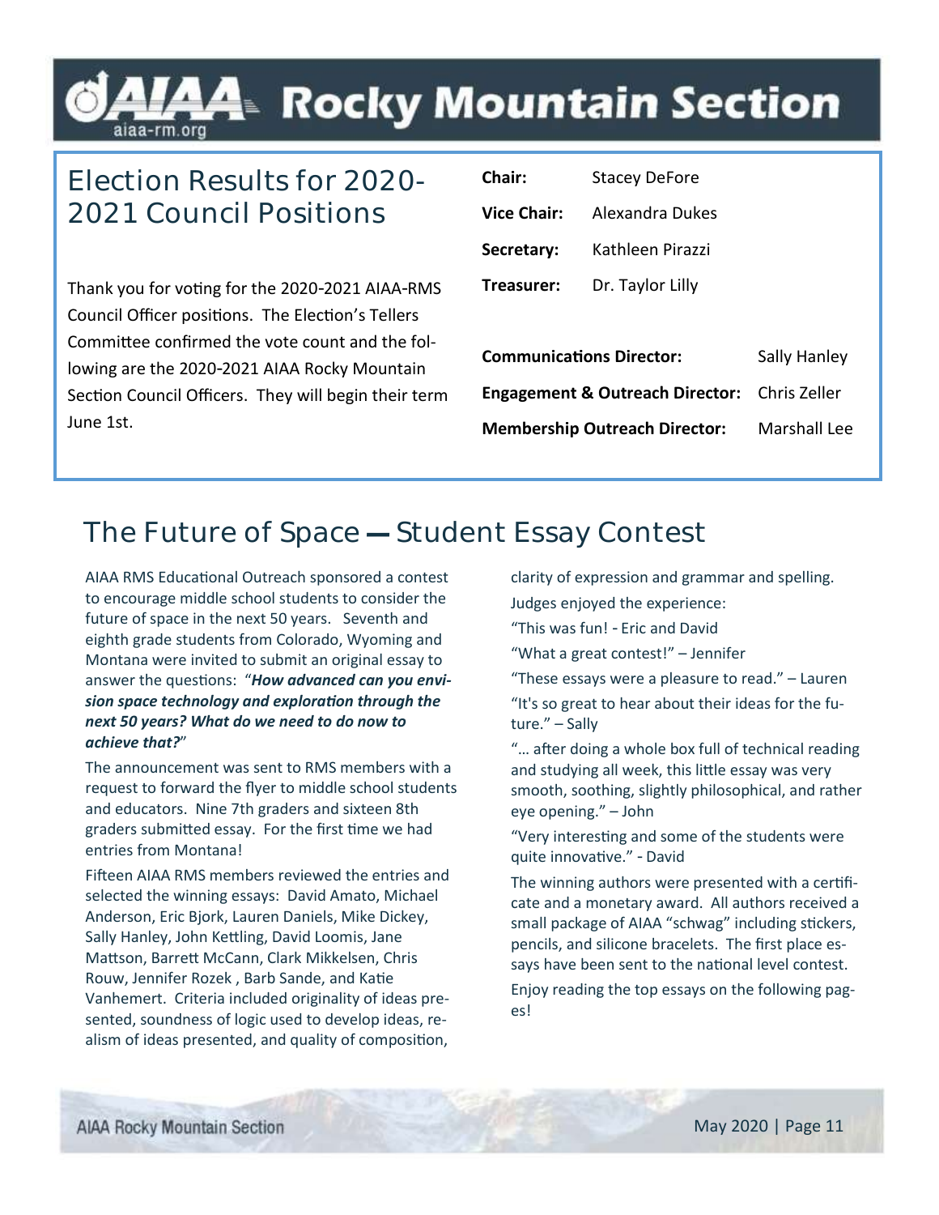# AIAA Rocky Mountain Section

## Election Results for 2020-2021 Council Positions

Thank you for voting for the 2020-2021 AIAA-RMS Council Officer positions. The Election's Tellers Committee confirmed the vote count and the following are the 2020-2021 AIAA Rocky Mountain Section Council Officers. They will begin their term June 1st.

| | |
|---|---|
| **Chair:** | Stacey DeFore |
| **Vice Chair:** | Alexandra Dukes |
| **Secretary:** | Kathleen Pirazzi |
| **Treasurer:** | Dr. Taylor Lilly |
| **Communications Director:** | Sally Hanley |
| **Engagement & Outreach Director:** | Chris Zeller |
| **Membership Outreach Director:** | Marshall Lee |

## The Future of Space — Student Essay Contest

AIAA RMS Educational Outreach sponsored a contest to encourage middle school students to consider the future of space in the next 50 years. Seventh and eighth grade students from Colorado, Wyoming and Montana were invited to submit an original essay to answer the questions: "***How advanced can you envision space technology and exploration through the next 50 years? What do we need to do now to achieve that?***"

The announcement was sent to RMS members with a request to forward the flyer to middle school students and educators. Nine 7th graders and sixteen 8th graders submitted essay. For the first time we had entries from Montana!

Fifteen AIAA RMS members reviewed the entries and selected the winning essays: David Amato, Michael Anderson, Eric Bjork, Lauren Daniels, Mike Dickey, Sally Hanley, John Kettling, David Loomis, Jane Mattson, Barrett McCann, Clark Mikkelsen, Chris Rouw, Jennifer Rozek , Barb Sande, and Katie Vanhemert. Criteria included originality of ideas presented, soundness of logic used to develop ideas, realism of ideas presented, and quality of composition, clarity of expression and grammar and spelling.

Judges enjoyed the experience:

"This was fun! - Eric and David

"What a great contest!" – Jennifer

"These essays were a pleasure to read." – Lauren

"It's so great to hear about their ideas for the future." – Sally

"… after doing a whole box full of technical reading and studying all week, this little essay was very smooth, soothing, slightly philosophical, and rather eye opening." – John

"Very interesting and some of the students were quite innovative." - David

The winning authors were presented with a certificate and a monetary award. All authors received a small package of AIAA "schwag" including stickers, pencils, and silicone bracelets. The first place essays have been sent to the national level contest.

Enjoy reading the top essays on the following pages!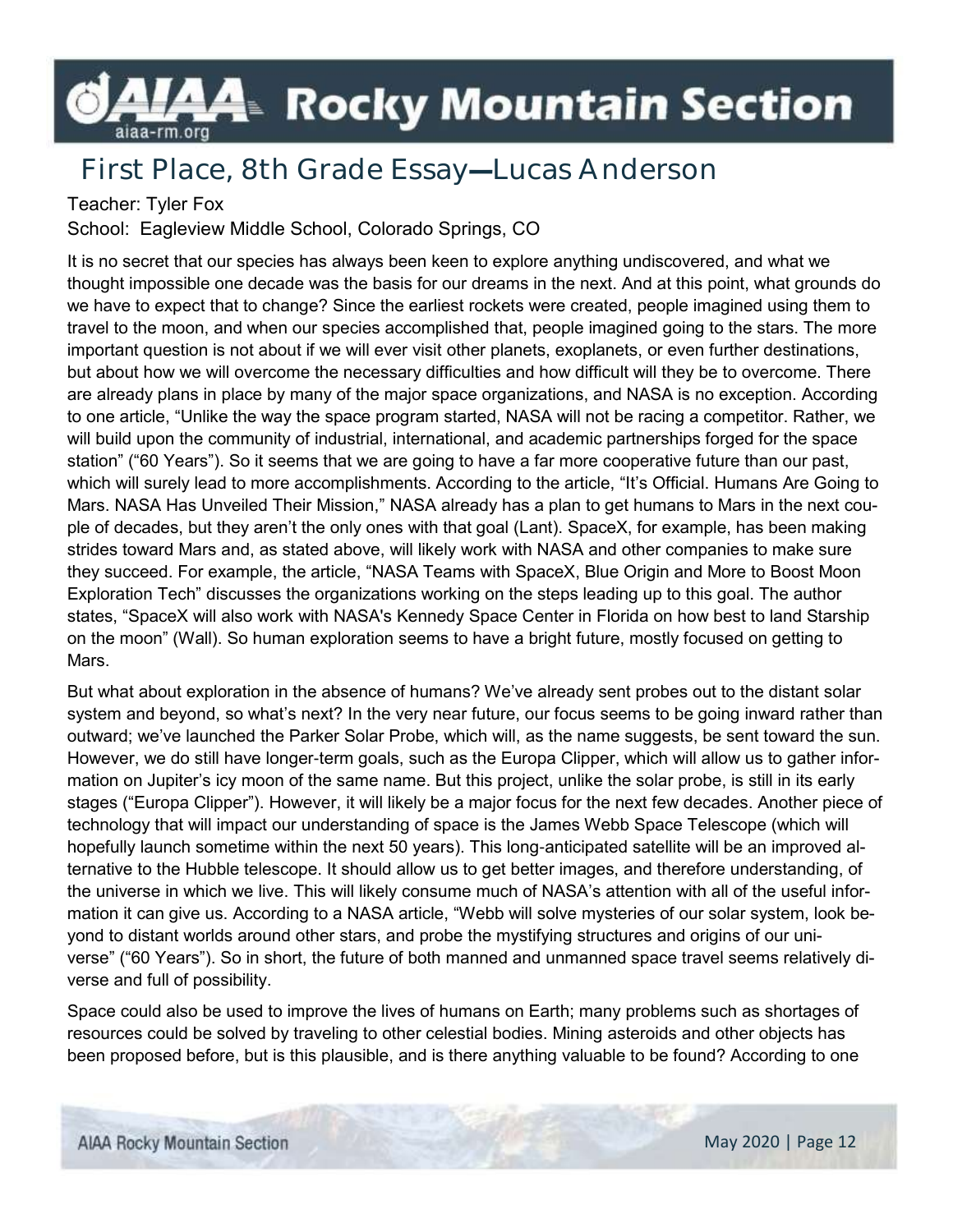## First Place, 8th Grade Essay—Lucas Anderson

Teacher: Tyler Fox

School: Eagleview Middle School, Colorado Springs, CO

It is no secret that our species has always been keen to explore anything undiscovered, and what we thought impossible one decade was the basis for our dreams in the next. And at this point, what grounds do we have to expect that to change? Since the earliest rockets were created, people imagined using them to travel to the moon, and when our species accomplished that, people imagined going to the stars. The more important question is not about if we will ever visit other planets, exoplanets, or even further destinations, but about how we will overcome the necessary difficulties and how difficult will they be to overcome. There are already plans in place by many of the major space organizations, and NASA is no exception. According to one article, "Unlike the way the space program started, NASA will not be racing a competitor. Rather, we will build upon the community of industrial, international, and academic partnerships forged for the space station" ("60 Years"). So it seems that we are going to have a far more cooperative future than our past, which will surely lead to more accomplishments. According to the article, "It's Official. Humans Are Going to Mars. NASA Has Unveiled Their Mission," NASA already has a plan to get humans to Mars in the next couple of decades, but they aren't the only ones with that goal (Lant). SpaceX, for example, has been making strides toward Mars and, as stated above, will likely work with NASA and other companies to make sure they succeed. For example, the article, "NASA Teams with SpaceX, Blue Origin and More to Boost Moon Exploration Tech" discusses the organizations working on the steps leading up to this goal. The author states, "SpaceX will also work with NASA's Kennedy Space Center in Florida on how best to land Starship on the moon" (Wall). So human exploration seems to have a bright future, mostly focused on getting to Mars.

But what about exploration in the absence of humans? We've already sent probes out to the distant solar system and beyond, so what's next? In the very near future, our focus seems to be going inward rather than outward; we've launched the Parker Solar Probe, which will, as the name suggests, be sent toward the sun. However, we do still have longer-term goals, such as the Europa Clipper, which will allow us to gather information on Jupiter's icy moon of the same name. But this project, unlike the solar probe, is still in its early stages ("Europa Clipper"). However, it will likely be a major focus for the next few decades. Another piece of technology that will impact our understanding of space is the James Webb Space Telescope (which will hopefully launch sometime within the next 50 years). This long-anticipated satellite will be an improved alternative to the Hubble telescope. It should allow us to get better images, and therefore understanding, of the universe in which we live. This will likely consume much of NASA's attention with all of the useful information it can give us. According to a NASA article, "Webb will solve mysteries of our solar system, look beyond to distant worlds around other stars, and probe the mystifying structures and origins of our universe" ("60 Years"). So in short, the future of both manned and unmanned space travel seems relatively diverse and full of possibility.

Space could also be used to improve the lives of humans on Earth; many problems such as shortages of resources could be solved by traveling to other celestial bodies. Mining asteroids and other objects has been proposed before, but is this plausible, and is there anything valuable to be found? According to one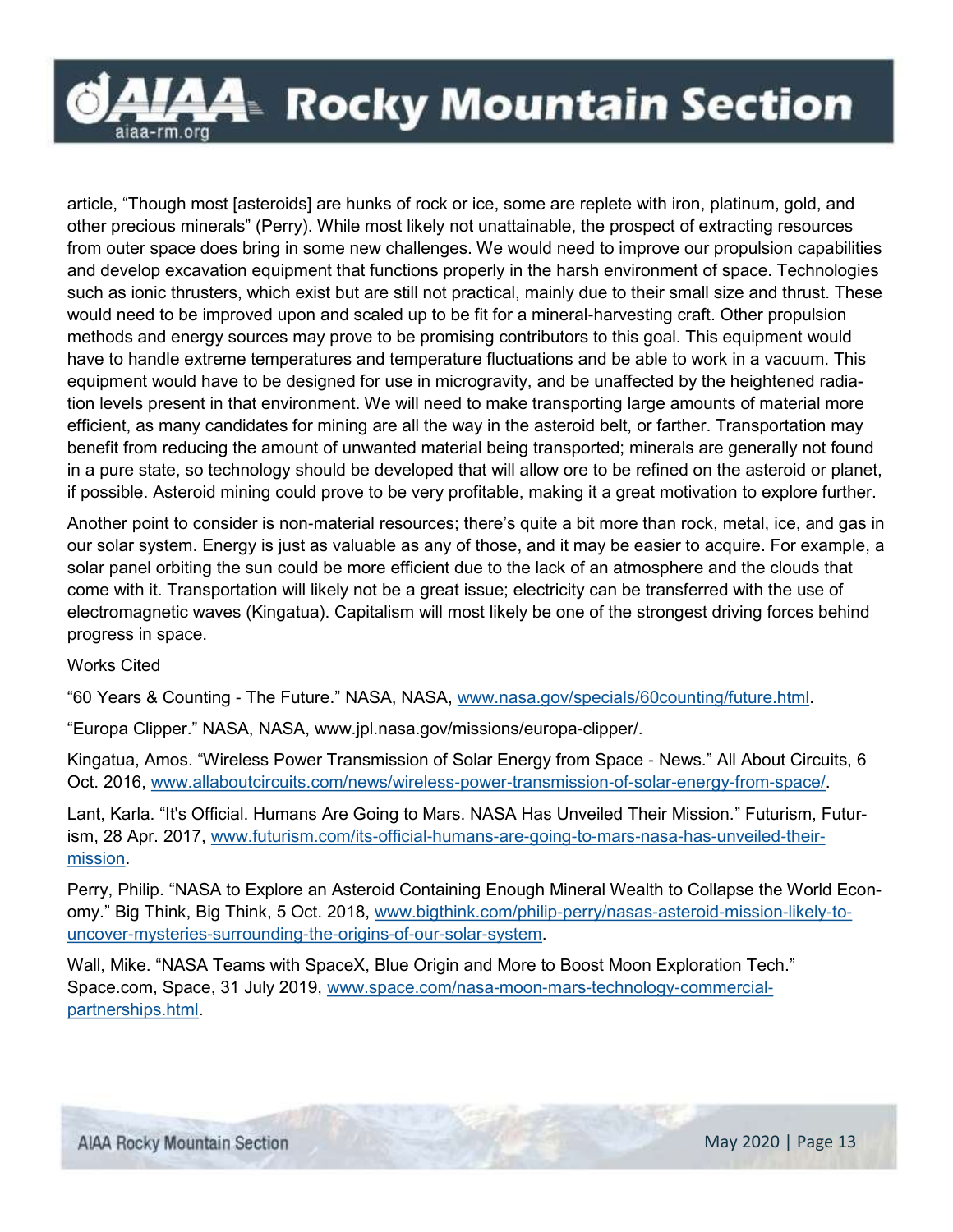article, “Though most [asteroids] are hunks of rock or ice, some are replete with iron, platinum, gold, and other precious minerals” (Perry). While most likely not unattainable, the prospect of extracting resources from outer space does bring in some new challenges. We would need to improve our propulsion capabilities and develop excavation equipment that functions properly in the harsh environment of space. Technologies such as ionic thrusters, which exist but are still not practical, mainly due to their small size and thrust. These would need to be improved upon and scaled up to be fit for a mineral-harvesting craft. Other propulsion methods and energy sources may prove to be promising contributors to this goal. This equipment would have to handle extreme temperatures and temperature fluctuations and be able to work in a vacuum. This equipment would have to be designed for use in microgravity, and be unaffected by the heightened radiation levels present in that environment. We will need to make transporting large amounts of material more efficient, as many candidates for mining are all the way in the asteroid belt, or farther. Transportation may benefit from reducing the amount of unwanted material being transported; minerals are generally not found in a pure state, so technology should be developed that will allow ore to be refined on the asteroid or planet, if possible. Asteroid mining could prove to be very profitable, making it a great motivation to explore further.

Another point to consider is non-material resources; there’s quite a bit more than rock, metal, ice, and gas in our solar system. Energy is just as valuable as any of those, and it may be easier to acquire. For example, a solar panel orbiting the sun could be more efficient due to the lack of an atmosphere and the clouds that come with it. Transportation will likely not be a great issue; electricity can be transferred with the use of electromagnetic waves (Kingatua). Capitalism will most likely be one of the strongest driving forces behind progress in space.

Works Cited

“60 Years & Counting - The Future.” NASA, NASA, www.nasa.gov/specials/60counting/future.html.

“Europa Clipper.” NASA, NASA, www.jpl.nasa.gov/missions/europa-clipper/.

Kingatua, Amos. “Wireless Power Transmission of Solar Energy from Space - News.” All About Circuits, 6 Oct. 2016, www.allaboutcircuits.com/news/wireless-power-transmission-of-solar-energy-from-space/.

Lant, Karla. “It's Official. Humans Are Going to Mars. NASA Has Unveiled Their Mission.” Futurism, Futurism, 28 Apr. 2017, www.futurism.com/its-official-humans-are-going-to-mars-nasa-has-unveiled-their-mission.

Perry, Philip. “NASA to Explore an Asteroid Containing Enough Mineral Wealth to Collapse the World Economy.” Big Think, Big Think, 5 Oct. 2018, www.bigthink.com/philip-perry/nasas-asteroid-mission-likely-to-uncover-mysteries-surrounding-the-origins-of-our-solar-system.

Wall, Mike. “NASA Teams with SpaceX, Blue Origin and More to Boost Moon Exploration Tech.” Space.com, Space, 31 July 2019, www.space.com/nasa-moon-mars-technology-commercial-partnerships.html.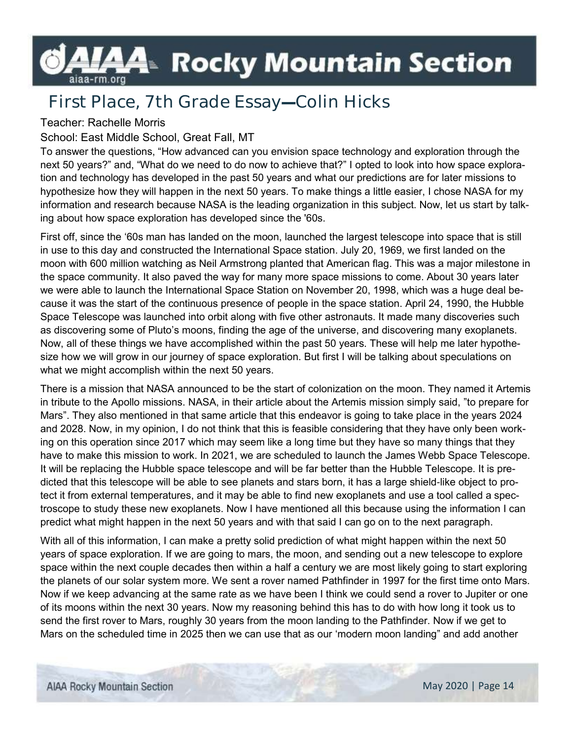## First Place, 7th Grade Essay—Colin Hicks

Teacher: Rachelle Morris

School: East Middle School, Great Fall, MT

To answer the questions, "How advanced can you envision space technology and exploration through the next 50 years?" and, "What do we need to do now to achieve that?" I opted to look into how space exploration and technology has developed in the past 50 years and what our predictions are for later missions to hypothesize how they will happen in the next 50 years. To make things a little easier, I chose NASA for my information and research because NASA is the leading organization in this subject. Now, let us start by talking about how space exploration has developed since the '60s.

First off, since the '60s man has landed on the moon, launched the largest telescope into space that is still in use to this day and constructed the International Space station. July 20, 1969, we first landed on the moon with 600 million watching as Neil Armstrong planted that American flag. This was a major milestone in the space community. It also paved the way for many more space missions to come. About 30 years later we were able to launch the International Space Station on November 20, 1998, which was a huge deal because it was the start of the continuous presence of people in the space station. April 24, 1990, the Hubble Space Telescope was launched into orbit along with five other astronauts. It made many discoveries such as discovering some of Pluto's moons, finding the age of the universe, and discovering many exoplanets. Now, all of these things we have accomplished within the past 50 years. These will help me later hypothesize how we will grow in our journey of space exploration. But first I will be talking about speculations on what we might accomplish within the next 50 years.

There is a mission that NASA announced to be the start of colonization on the moon. They named it Artemis in tribute to the Apollo missions. NASA, in their article about the Artemis mission simply said, "to prepare for Mars". They also mentioned in that same article that this endeavor is going to take place in the years 2024 and 2028. Now, in my opinion, I do not think that this is feasible considering that they have only been working on this operation since 2017 which may seem like a long time but they have so many things that they have to make this mission to work. In 2021, we are scheduled to launch the James Webb Space Telescope. It will be replacing the Hubble space telescope and will be far better than the Hubble Telescope. It is predicted that this telescope will be able to see planets and stars born, it has a large shield-like object to protect it from external temperatures, and it may be able to find new exoplanets and use a tool called a spectroscope to study these new exoplanets. Now I have mentioned all this because using the information I can predict what might happen in the next 50 years and with that said I can go on to the next paragraph.

With all of this information, I can make a pretty solid prediction of what might happen within the next 50 years of space exploration. If we are going to mars, the moon, and sending out a new telescope to explore space within the next couple decades then within a half a century we are most likely going to start exploring the planets of our solar system more. We sent a rover named Pathfinder in 1997 for the first time onto Mars. Now if we keep advancing at the same rate as we have been I think we could send a rover to Jupiter or one of its moons within the next 30 years. Now my reasoning behind this has to do with how long it took us to send the first rover to Mars, roughly 30 years from the moon landing to the Pathfinder. Now if we get to Mars on the scheduled time in 2025 then we can use that as our 'modern moon landing" and add another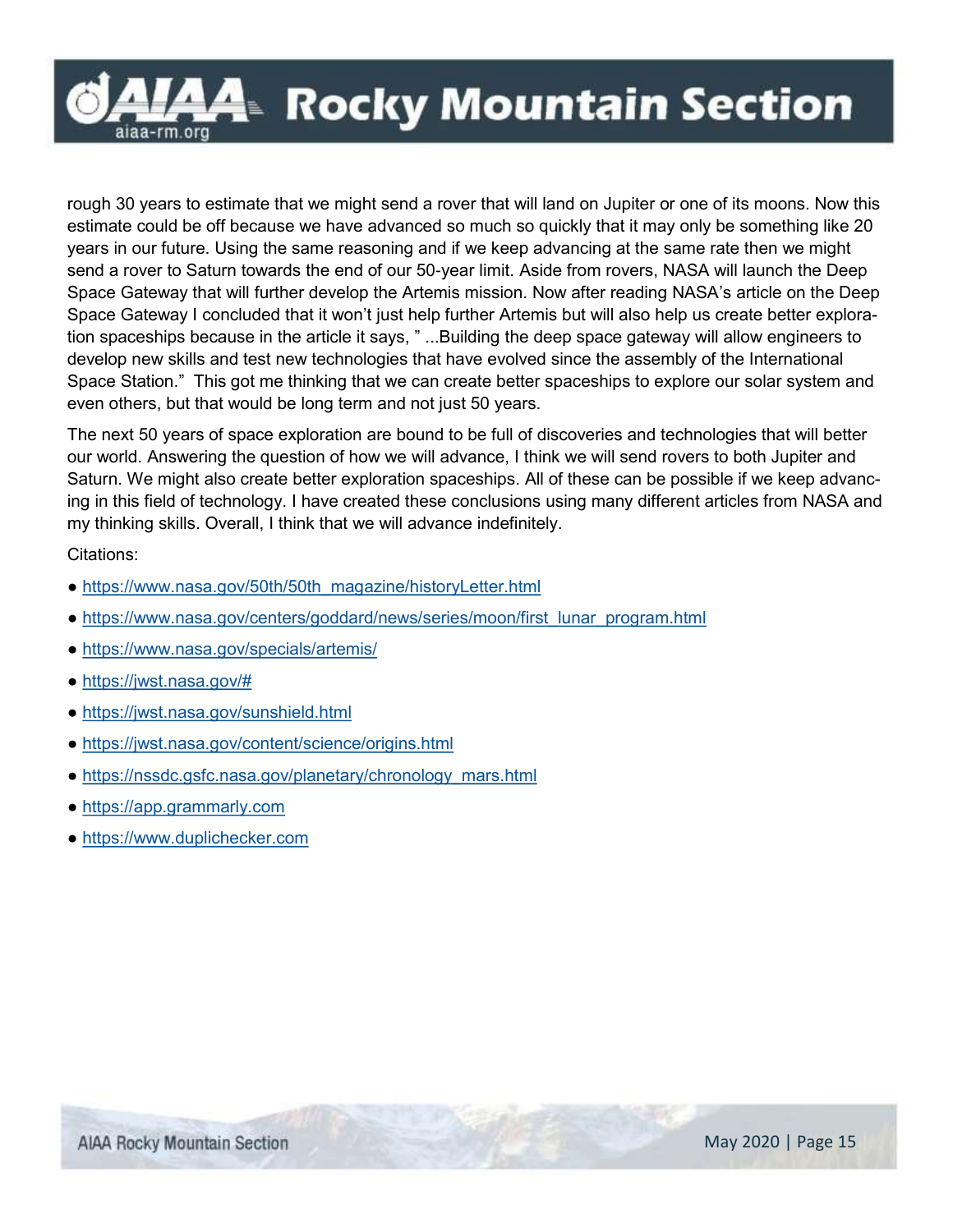rough 30 years to estimate that we might send a rover that will land on Jupiter or one of its moons. Now this estimate could be off because we have advanced so much so quickly that it may only be something like 20 years in our future. Using the same reasoning and if we keep advancing at the same rate then we might send a rover to Saturn towards the end of our 50-year limit. Aside from rovers, NASA will launch the Deep Space Gateway that will further develop the Artemis mission. Now after reading NASA's article on the Deep Space Gateway I concluded that it won't just help further Artemis but will also help us create better exploration spaceships because in the article it says, " ...Building the deep space gateway will allow engineers to develop new skills and test new technologies that have evolved since the assembly of the International Space Station." This got me thinking that we can create better spaceships to explore our solar system and even others, but that would be long term and not just 50 years.

The next 50 years of space exploration are bound to be full of discoveries and technologies that will better our world. Answering the question of how we will advance, I think we will send rovers to both Jupiter and Saturn. We might also create better exploration spaceships. All of these can be possible if we keep advancing in this field of technology. I have created these conclusions using many different articles from NASA and my thinking skills. Overall, I think that we will advance indefinitely.

Citations:

- https://www.nasa.gov/50th/50th_magazine/historyLetter.html
- https://www.nasa.gov/centers/goddard/news/series/moon/first_lunar_program.html
- https://www.nasa.gov/specials/artemis/
- https://jwst.nasa.gov/#
- https://jwst.nasa.gov/sunshield.html
- https://jwst.nasa.gov/content/science/origins.html
- https://nssdc.gsfc.nasa.gov/planetary/chronology_mars.html
- https://app.grammarly.com
- https://www.duplichecker.com